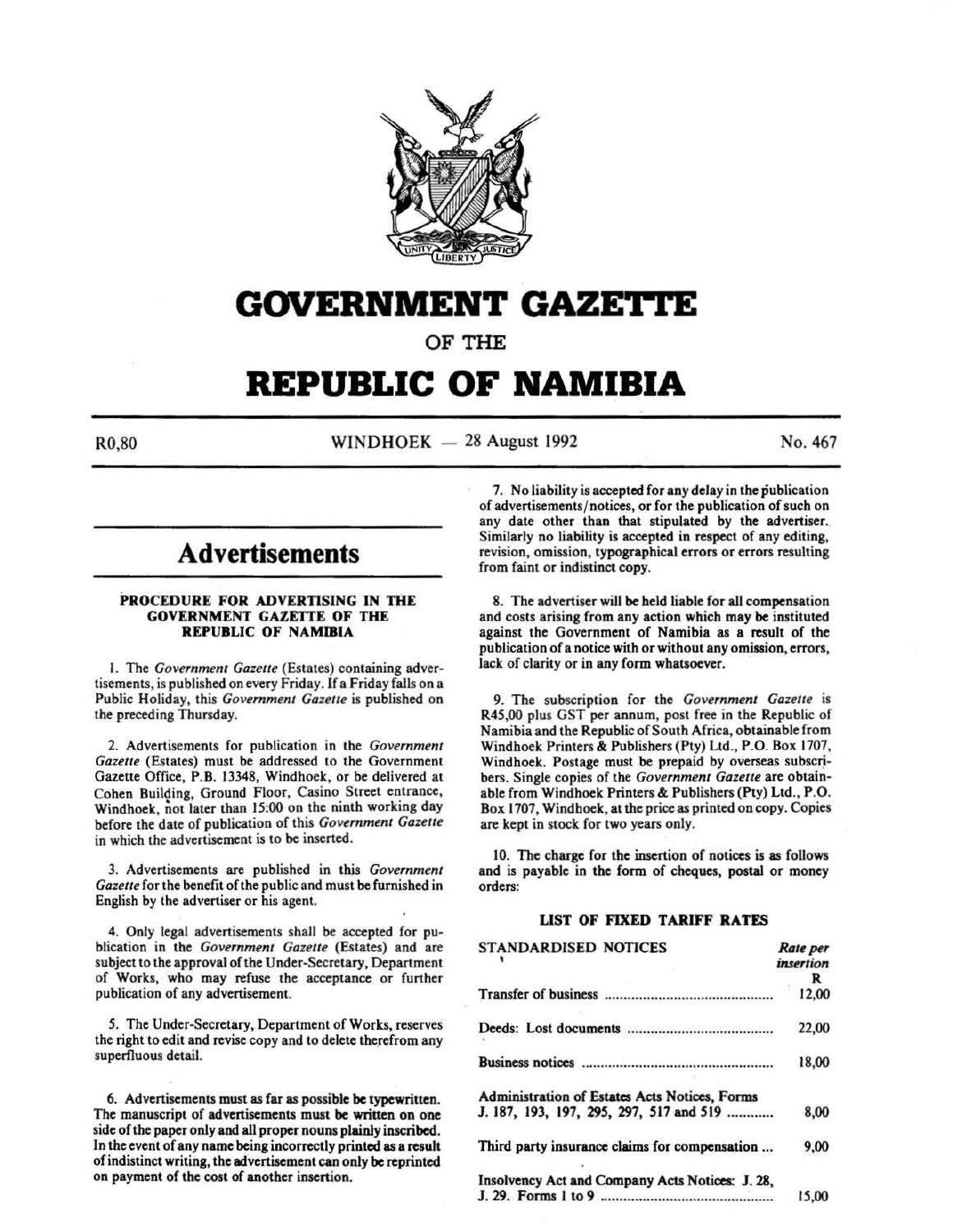# GOVERNMENT GAZETTE

OF THE

# REPUBLIC OF NAMIBIA

R0,80 WINDHOEK — 28 August 1992 No. 467

## Advertisements

### PROCEDURE FOR ADVERTISING IN THE GOVERNMENT GAZETTE OF THE REPUBLIC OF NAMIBIA

1. The *Government Gazette* (Estates) containing advertisements, is published on every Friday. If a Friday falls on a Public Holiday, this *Government Gazette* is published on the preceding Thursday.

2. Advertisements for publication in the *Government Gazette* (Estates) must be addressed to the Government Gazette Office, P.B. 13348, Windhoek, or be delivered at Cohen Building, Ground Floor, Casino Street entrance, Windhoek, not later than 15:00 on the ninth working day before the date of publication of this *Government Gazette* in which the advertisement is to be inserted.

3. Advertisements are published in this *Government Gazette* for the benefit of the public and must be furnished in English by the advertiser or his agent.

4. Only legal advertisements shall be accepted for publication in the *Government Gazette* (Estates) and are subject to the approval of the Under-Secretary, Department of Works, who may refuse the acceptance or further publication of any advertisement.

5. The Under-Secretary, Department of Works, reserves the right to edit and revise copy and to delete therefrom any superfluous detail.

6. Advertisements must as far as possible be typewritten. The manuscript of advertisements must be written on one side of the paper only and all proper nouns plainly inscribed. In the event of any name being incorrectly printed as a result of indistinct writing, the advertisement can only be reprinted on payment of the cost of another insertion.

7. No liability is accepted for any delay in the publication of advertisements/notices, or for the publication of such on any date other than that stipulated by the advertiser. Similarly no liability is accepted in respect of any editing, revision, omission, typographical errors or errors resulting from faint or indistinct copy.

8. The advertiser will be held liable for all compensation and costs arising from any action which may be instituted against the Government of Namibia as a result of the publication of a notice with or without any omission, errors, lack of clarity or in any form whatsoever.

9. The subscription for the *Government Gazette* is R45,00 plus GST per annum, post free in the Republic of Namibia and the Republic of South Africa, obtainable from Windhoek Printers & Publishers (Pty) Ltd., P.O. Box 1707, Windhoek. Postage must be prepaid by overseas subscribers. Single copies of the *Government Gazette* are obtainable from Windhoek Printers & Publishers (Pty) Ltd., P.O. Box 1707, Windhoek, at the price as printed on copy. Copies are kept in stock for two years only.

10. The charge for the insertion of notices is as follows and is payable in the form of cheques, postal or money orders:

### LIST OF FIXED TARIFF RATES

| STANDARDISED NOTICES | *Rate per insertion* R |
|---|---|
| Transfer of business | 12,00 |
| Deeds: Lost documents | 22,00 |
| Business notices | 18,00 |
| Administration of Estates Acts Notices, Forms J. 187, 193, 197, 295, 297, 517 and 519 | 8,00 |
| Third party insurance claims for compensation ... | 9,00 |
| Insolvency Act and Company Acts Notices: J. 28, J. 29. Forms 1 to 9 | 15,00 |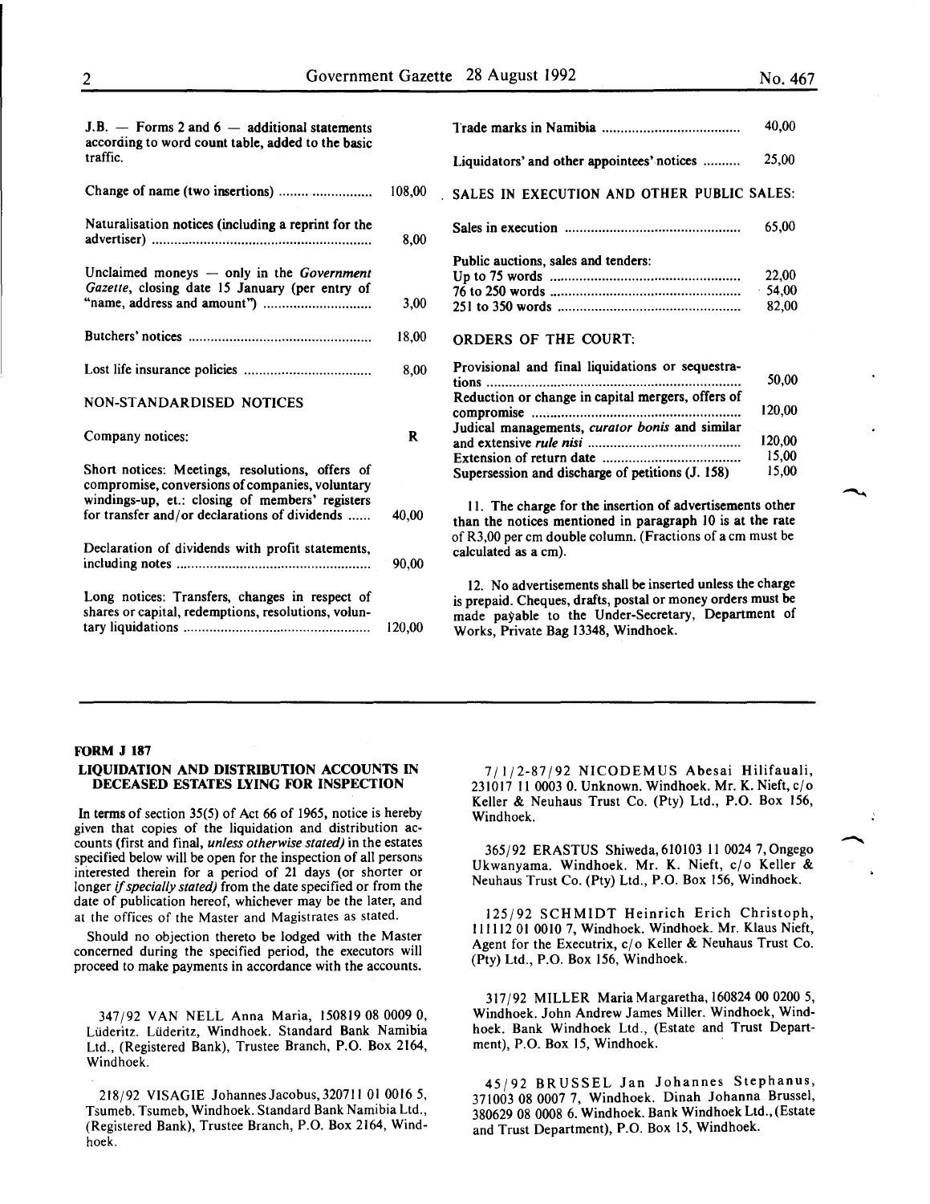J.B. — Forms 2 and 6 — additional statements according to word count table, added to the basic traffic.

| | |
|---|---|
| Change of name (two insertions) | 108,00 |
| Naturalisation notices (including a reprint for the advertiser) | 8,00 |
| Unclaimed moneys — only in the *Government Gazette*, closing date 15 January (per entry of "name, address and amount") | 3,00 |
| Butchers' notices | 18,00 |
| Lost life insurance policies | 8,00 |

NON-STANDARDISED NOTICES

| | |
|---|---|
| Company notices: | R |
| Short notices: Meetings, resolutions, offers of compromise, conversions of companies, voluntary windings-up, et.: closing of members' registers for transfer and/or declarations of dividends | 40,00 |
| Declaration of dividends with profit statements, including notes | 90,00 |
| Long notices: Transfers, changes in respect of shares or capital, redemptions, resolutions, voluntary liquidations | 120,00 |
| Trade marks in Namibia | 40,00 |
| Liquidators' and other appointees' notices | 25,00 |

SALES IN EXECUTION AND OTHER PUBLIC SALES:

| | |
|---|---|
| Sales in execution | 65,00 |
| Public auctions, sales and tenders: | |
| Up to 75 words | 22,00 |
| 76 to 250 words | 54,00 |
| 251 to 350 words | 82,00 |

ORDERS OF THE COURT:

| | |
|---|---|
| Provisional and final liquidations or sequestrations | 50,00 |
| Reduction or change in capital mergers, offers of compromise | 120,00 |
| Judical managements, *curator bonis* and similar and extensive *rule nisi* | 120,00 |
| Extension of return date | 15,00 |
| Supersession and discharge of petitions (J. 158) | 15,00 |

11. The charge for the insertion of advertisements other than the notices mentioned in paragraph 10 is at the rate of R3,00 per cm double column. (Fractions of a cm must be calculated as a cm).

12. No advertisements shall be inserted unless the charge is prepaid. Cheques, drafts, postal or money orders must be made payable to the Under-Secretary, Department of Works, Private Bag 13348, Windhoek.

**FORM J 187**

**LIQUIDATION AND DISTRIBUTION ACCOUNTS IN DECEASED ESTATES LYING FOR INSPECTION**

In terms of section 35(5) of Act 66 of 1965, notice is hereby given that copies of the liquidation and distribution accounts (first and final, *unless otherwise stated)* in the estates specified below will be open for the inspection of all persons interested therein for a period of 21 days (or shorter or longer *if specially stated)* from the date specified or from the date of publication hereof, whichever may be the later, and at the offices of the Master and Magistrates as stated.

Should no objection thereto be lodged with the Master concerned during the specified period, the executors will proceed to make payments in accordance with the accounts.

347/92 VAN NELL Anna Maria, 150819 08 0009 0, Lüderitz. Lüderitz, Windhoek. Standard Bank Namibia Ltd., (Registered Bank), Trustee Branch, P.O. Box 2164, Windhoek.

218/92 VISAGIE Johannes Jacobus, 320711 01 0016 5, Tsumeb. Tsumeb, Windhoek. Standard Bank Namibia Ltd., (Registered Bank), Trustee Branch, P.O. Box 2164, Windhoek.

7/1/2-87/92 NICODEMUS Abesai Hilifauali, 231017 11 0003 0. Unknown. Windhoek. Mr. K. Nieft, c/o Keller & Neuhaus Trust Co. (Pty) Ltd., P.O. Box 156, Windhoek.

365/92 ERASTUS Shiweda, 610103 11 0024 7, Ongego Ukwanyama. Windhoek. Mr. K. Nieft, c/o Keller & Neuhaus Trust Co. (Pty) Ltd., P.O. Box 156, Windhoek.

125/92 SCHMIDT Heinrich Erich Christoph, 111112 01 0010 7, Windhoek. Windhoek. Mr. Klaus Nieft, Agent for the Executrix, c/o Keller & Neuhaus Trust Co. (Pty) Ltd., P.O. Box 156, Windhoek.

317/92 MILLER Maria Margaretha, 160824 00 0200 5, Windhoek. John Andrew James Miller. Windhoek, Windhoek. Bank Windhoek Ltd., (Estate and Trust Department), P.O. Box 15, Windhoek.

45/92 BRUSSEL Jan Johannes Stephanus, 371003 08 0007 7, Windhoek. Dinah Johanna Brussel, 380629 08 0008 6. Windhoek. Bank Windhoek Ltd., (Estate and Trust Department), P.O. Box 15, Windhoek.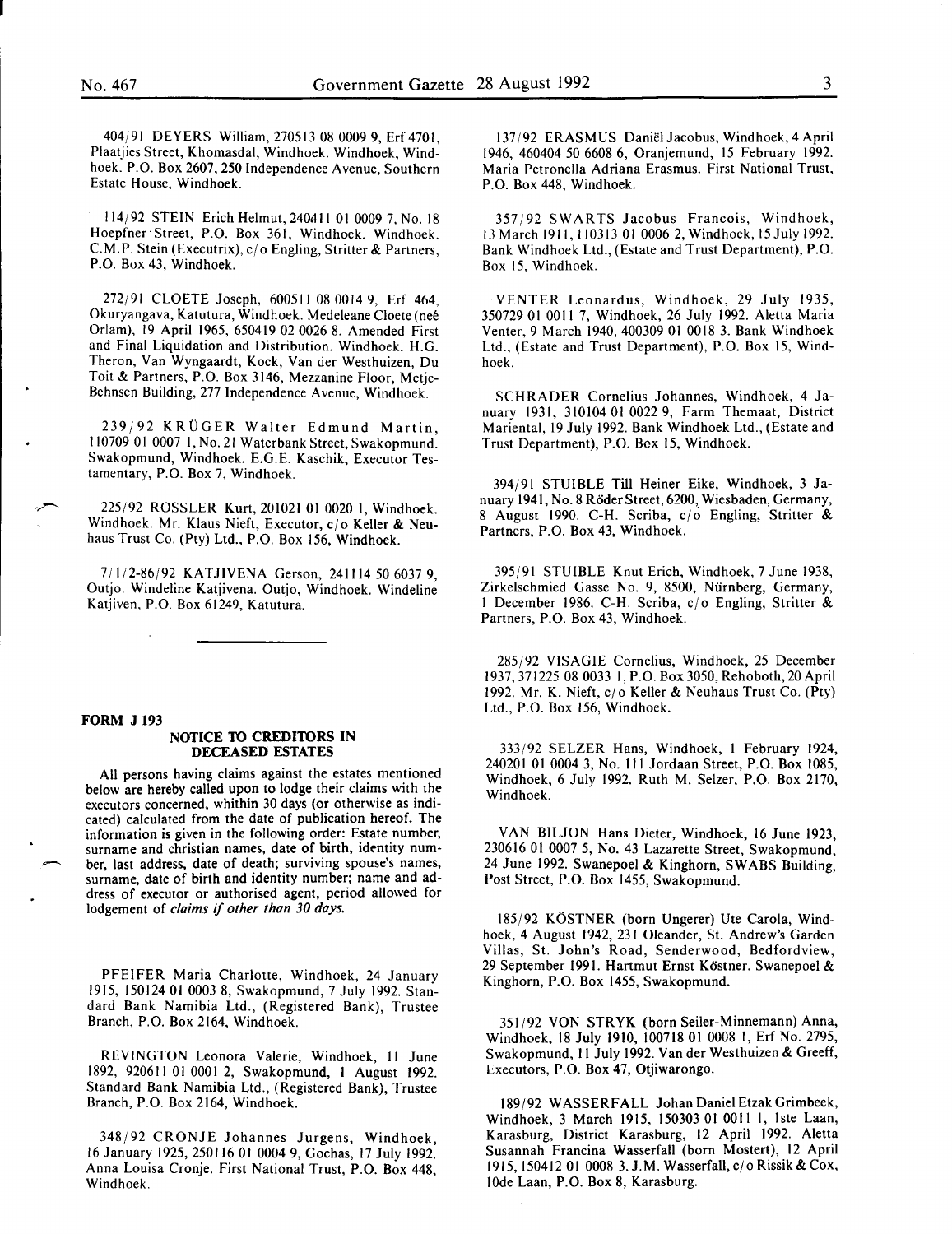404/91 DEYERS William, 270513 08 0009 9, Erf 4701, Plaatjies Street, Khomasdal, Windhoek. Windhoek, Windhoek. P.O. Box 2607, 250 Independence Avenue, Southern Estate House, Windhoek.

114/92 STEIN Erich Helmut, 240411 01 0009 7, No. 18 Hoepfner Street, P.O. Box 361, Windhoek. Windhoek. C.M.P. Stein (Executrix), c/o Engling, Stritter & Partners, P.O. Box 43, Windhoek.

272/91 CLOETE Joseph, 600511 08 0014 9, Erf 464, Okuryangava, Katutura, Windhoek. Medeleane Cloete (neé Orlam), 19 April 1965, 650419 02 0026 8. Amended First and Final Liquidation and Distribution. Windhoek. H.G. Theron, Van Wyngaardt, Kock, Van der Westhuizen, Du Toit & Partners, P.O. Box 3146, Mezzanine Floor, Metje-Behnsen Building, 277 Independence Avenue, Windhoek.

239/92 KRÜGER Walter Edmund Martin, 110709 01 0007 1, No. 21 Waterbank Street, Swakopmund. Swakopmund, Windhoek. E.G.E. Kaschik, Executor Testamentary, P.O. Box 7, Windhoek.

225/92 ROSSLER Kurt, 201021 01 0020 1, Windhoek. Windhoek. Mr. Klaus Nieft, Executor, c/o Keller & Neuhaus Trust Co. (Pty) Ltd., P.O. Box 156, Windhoek.

7/1/2-86/92 KATJIVENA Gerson, 241114 50 6037 9, Outjo. Windeline Katjivena. Outjo, Windhoek. Windeline Katjiven, P.O. Box 61249, Katutura.

---

**FORM J 193**

## NOTICE TO CREDITORS IN DECEASED ESTATES

All persons having claims against the estates mentioned below are hereby called upon to lodge their claims with the executors concerned, whithin 30 days (or otherwise as indicated) calculated from the date of publication hereof. The information is given in the following order: Estate number, surname and christian names, date of birth, identity number, last address, date of death; surviving spouse's names, surname, date of birth and identity number; name and address of executor or authorised agent, period allowed for lodgement of *claims if other than 30 days.*

PFEIFER Maria Charlotte, Windhoek, 24 January 1915, 150124 01 0003 8, Swakopmund, 7 July 1992. Standard Bank Namibia Ltd., (Registered Bank), Trustee Branch, P.O. Box 2164, Windhoek.

REVINGTON Leonora Valerie, Windhoek, 11 June 1892, 920611 01 0001 2, Swakopmund, 1 August 1992. Standard Bank Namibia Ltd., (Registered Bank), Trustee Branch, P.O. Box 2164, Windhoek.

348/92 CRONJE Johannes Jurgens, Windhoek, 16 January 1925, 250116 01 0004 9, Gochas, 17 July 1992. Anna Louisa Cronje. First National Trust, P.O. Box 448, Windhoek.

137/92 ERASMUS Daniël Jacobus, Windhoek, 4 April 1946, 460404 50 6608 6, Oranjemund, 15 February 1992. Maria Petronella Adriana Erasmus. First National Trust, P.O. Box 448, Windhoek.

357/92 SWARTS Jacobus Francois, Windhoek, 13 March 1911, 110313 01 0006 2, Windhoek, 15 July 1992. Bank Windhoek Ltd., (Estate and Trust Department), P.O. Box 15, Windhoek.

VENTER Leonardus, Windhoek, 29 July 1935, 350729 01 0011 7, Windhoek, 26 July 1992. Aletta Maria Venter, 9 March 1940, 400309 01 0018 3. Bank Windhoek Ltd., (Estate and Trust Department), P.O. Box 15, Windhoek.

SCHRADER Cornelius Johannes, Windhoek, 4 January 1931, 310104 01 0022 9, Farm Themaat, District Mariental, 19 July 1992. Bank Windhoek Ltd., (Estate and Trust Department), P.O. Box 15, Windhoek.

394/91 STUIBLE Till Heiner Eike, Windhoek, 3 January 1941, No. 8 Röder Street, 6200, Wiesbaden, Germany, 8 August 1990. C-H. Scriba, c/o Engling, Stritter & Partners, P.O. Box 43, Windhoek.

395/91 STUIBLE Knut Erich, Windhoek, 7 June 1938, Zirkelschmied Gasse No. 9, 8500, Nürnberg, Germany, 1 December 1986. C-H. Scriba, c/o Engling, Stritter & Partners, P.O. Box 43, Windhoek.

285/92 VISAGIE Cornelius, Windhoek, 25 December 1937, 371225 08 0033 1, P.O. Box 3050, Rehoboth, 20 April 1992. Mr. K. Nieft, c/o Keller & Neuhaus Trust Co. (Pty) Ltd., P.O. Box 156, Windhoek.

333/92 SELZER Hans, Windhoek, 1 February 1924, 240201 01 0004 3, No. 111 Jordaan Street, P.O. Box 1085, Windhoek, 6 July 1992. Ruth M. Selzer, P.O. Box 2170, Windhoek.

VAN BILJON Hans Dieter, Windhoek, 16 June 1923, 230616 01 0007 5, No. 43 Lazarette Street, Swakopmund, 24 June 1992. Swanepoel & Kinghorn, SWABS Building, Post Street, P.O. Box 1455, Swakopmund.

185/92 KÖSTNER (born Ungerer) Ute Carola, Windhoek, 4 August 1942, 231 Oleander, St. Andrew's Garden Villas, St. John's Road, Senderwood, Bedfordview, 29 September 1991. Hartmut Ernst Köstner. Swanepoel & Kinghorn, P.O. Box 1455, Swakopmund.

351/92 VON STRYK (born Seiler-Minnemann) Anna, Windhoek, 18 July 1910, 100718 01 0008 1, Erf No. 2795, Swakopmund, 11 July 1992. Van der Westhuizen & Greeff, Executors, P.O. Box 47, Otjiwarongo.

189/92 WASSERFALL Johan Daniel Etzak Grimbeek, Windhoek, 3 March 1915, 150303 01 0011 1, 1ste Laan, Karasburg, District Karasburg, 12 April 1992. Aletta Susannah Francina Wasserfall (born Mostert), 12 April 1915, 150412 01 0008 3. J.M. Wasserfall, c/o Rissik & Cox, 10de Laan, P.O. Box 8, Karasburg.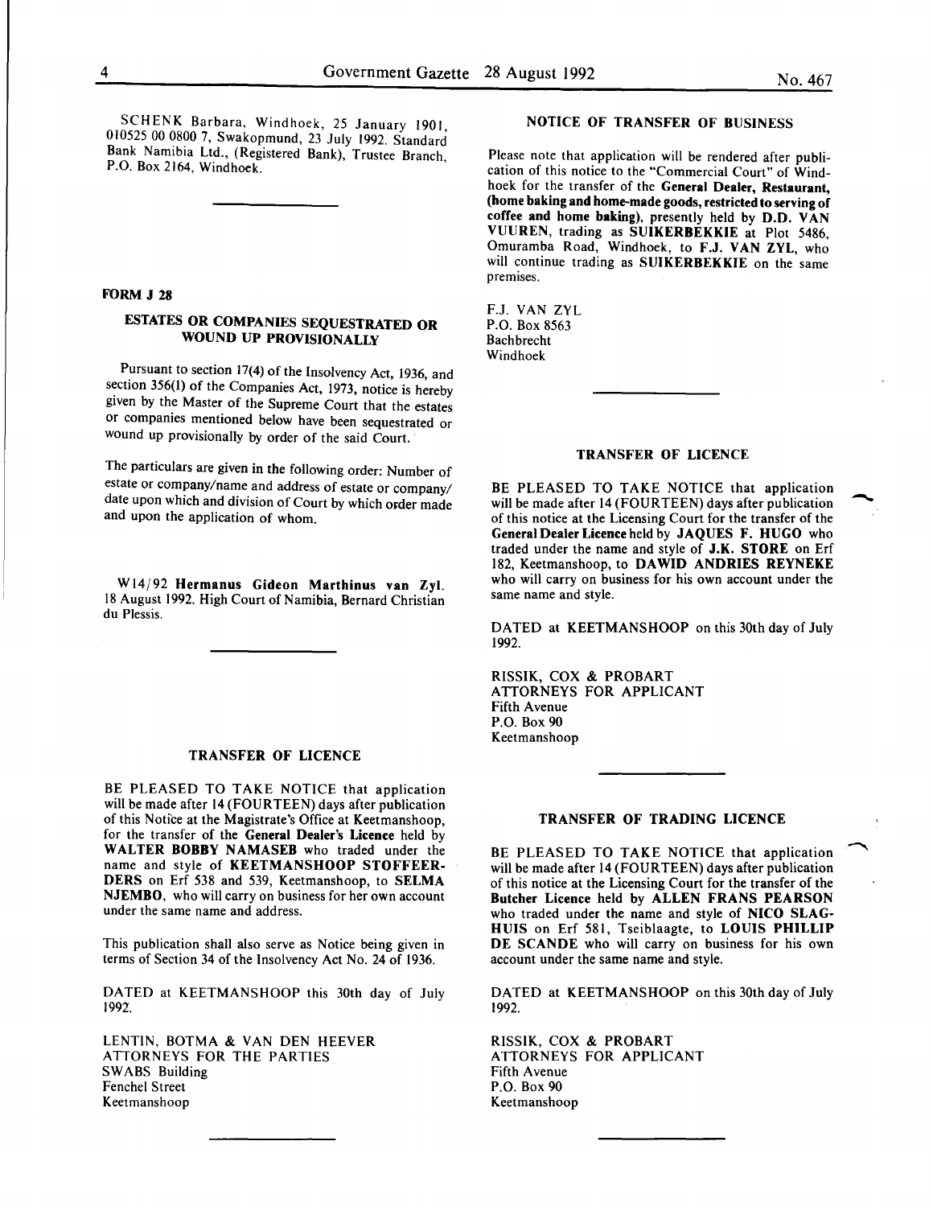SCHENK Barbara, Windhoek, 25 January 1901, 010525 00 0800 7, Swakopmund, 23 July 1992. Standard Bank Namibia Ltd., (Registered Bank), Trustee Branch, P.O. Box 2164, Windhoek.

---

**FORM J 28**

### ESTATES OR COMPANIES SEQUESTRATED OR WOUND UP PROVISIONALLY

Pursuant to section 17(4) of the Insolvency Act, 1936, and section 356(1) of the Companies Act, 1973, notice is hereby given by the Master of the Supreme Court that the estates or companies mentioned below have been sequestrated or wound up provisionally by order of the said Court.

The particulars are given in the following order: Number of estate or company/name and address of estate or company/ date upon which and division of Court by which order made and upon the application of whom.

W14/92 **Hermanus Gideon Marthinus van Zyl.** 18 August 1992. High Court of Namibia, Bernard Christian du Plessis.

---

### TRANSFER OF LICENCE

BE PLEASED TO TAKE NOTICE that application will be made after 14 (FOURTEEN) days after publication of this Notice at the Magistrate's Office at Keetmanshoop, for the transfer of the **General Dealer's Licence** held by **WALTER BOBBY NAMASEB** who traded under the name and style of **KEETMANSHOOP STOFFEERDERS** on Erf 538 and 539, Keetmanshoop, to **SELMA NJEMBO**, who will carry on business for her own account under the same name and address.

This publication shall also serve as Notice being given in terms of Section 34 of the Insolvency Act No. 24 of 1936.

DATED at KEETMANSHOOP this 30th day of July 1992.

LENTIN, BOTMA & VAN DEN HEEVER
ATTORNEYS FOR THE PARTIES
SWABS Building
Fenchel Street
Keetmanshoop

---

### NOTICE OF TRANSFER OF BUSINESS

Please note that application will be rendered after publication of this notice to the "Commercial Court" of Windhoek for the transfer of the **General Dealer, Restaurant, (home baking and home-made goods, restricted to serving of coffee and home baking)**, presently held by **D.D. VAN VUUREN**, trading as **SUIKERBEKKIE** at Plot 5486, Omuramba Road, Windhoek, to **F.J. VAN ZYL**, who will continue trading as **SUIKERBEKKIE** on the same premises.

F.J. VAN ZYL
P.O. Box 8563
Bachbrecht
Windhoek

---

### TRANSFER OF LICENCE

BE PLEASED TO TAKE NOTICE that application will be made after 14 (FOURTEEN) days after publication of this notice at the Licensing Court for the transfer of the **General Dealer Licence** held by **JAQUES F. HUGO** who traded under the name and style of **J.K. STORE** on Erf 182, Keetmanshoop, to **DAWID ANDRIES REYNEKE** who will carry on business for his own account under the same name and style.

DATED at KEETMANSHOOP on this 30th day of July 1992.

RISSIK, COX & PROBART
ATTORNEYS FOR APPLICANT
Fifth Avenue
P.O. Box 90
Keetmanshoop

---

### TRANSFER OF TRADING LICENCE

BE PLEASED TO TAKE NOTICE that application will be made after 14 (FOURTEEN) days after publication of this notice at the Licensing Court for the transfer of the **Butcher Licence** held by **ALLEN FRANS PEARSON** who traded under the name and style of **NICO SLAGHUIS** on Erf 581, Tseiblaagte, to **LOUIS PHILLIP DE SCANDE** who will carry on business for his own account under the same name and style.

DATED at KEETMANSHOOP on this 30th day of July 1992.

RISSIK, COX & PROBART
ATTORNEYS FOR APPLICANT
Fifth Avenue
P.O. Box 90
Keetmanshoop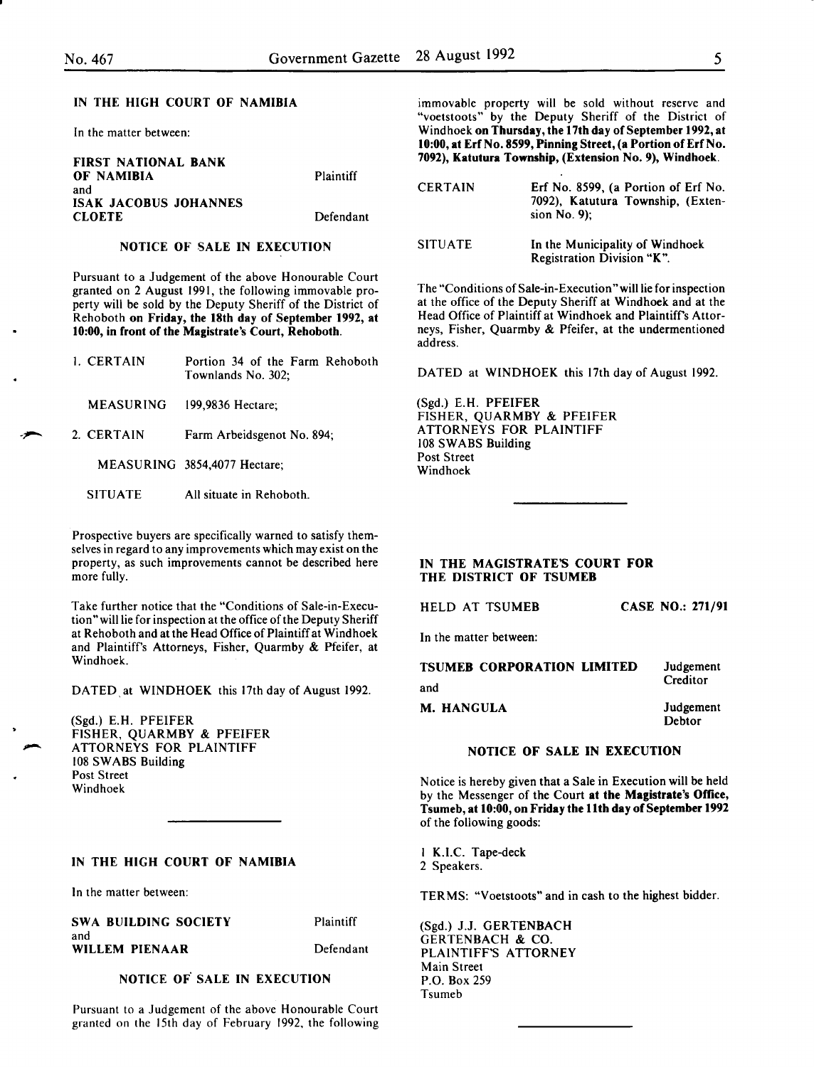IN THE HIGH COURT OF NAMIBIA

In the matter between:

| | |
|---|---|
| **FIRST NATIONAL BANK OF NAMIBIA** | Plaintiff |
| and | |
| **ISAK JACOBUS JOHANNES CLOETE** | Defendant |

NOTICE OF SALE IN EXECUTION

Pursuant to a Judgement of the above Honourable Court granted on 2 August 1991, the following immovable property will be sold by the Deputy Sheriff of the District of Rehoboth **on Friday, the 18th day of September 1992, at 10:00, in front of the Magistrate's Court, Rehoboth.**

| | |
|---|---|
| 1. CERTAIN | Portion 34 of the Farm Rehoboth Townlands No. 302; |
| MEASURING | 199,9836 Hectare; |
| 2. CERTAIN | Farm Arbeidsgenot No. 894; |
| MEASURING | 3854,4077 Hectare; |
| SITUATE | All situate in Rehoboth. |

Prospective buyers are specifically warned to satisfy themselves in regard to any improvements which may exist on the property, as such improvements cannot be described here more fully.

Take further notice that the "Conditions of Sale-in-Execution" will lie for inspection at the office of the Deputy Sheriff at Rehoboth and at the Head Office of Plaintiff at Windhoek and Plaintiff's Attorneys, Fisher, Quarmby & Pfeifer, at Windhoek.

DATED at WINDHOEK this 17th day of August 1992.

(Sgd.) E.H. PFEIFER
FISHER, QUARMBY & PFEIFER
ATTORNEYS FOR PLAINTIFF
108 SWABS Building
Post Street
Windhoek

---

IN THE HIGH COURT OF NAMIBIA

In the matter between:

| | |
|---|---|
| **SWA BUILDING SOCIETY** | Plaintiff |
| and | |
| **WILLEM PIENAAR** | Defendant |

NOTICE OF SALE IN EXECUTION

Pursuant to a Judgement of the above Honourable Court granted on the 15th day of February 1992, the following immovable property will be sold without reserve and "voetstoots" by the Deputy Sheriff of the District of Windhoek **on Thursday, the 17th day of September 1992, at 10:00, at Erf No. 8599, Pinning Street, (a Portion of Erf No. 7092), Katutura Township, (Extension No. 9), Windhoek.**

| | |
|---|---|
| CERTAIN | Erf No. 8599, (a Portion of Erf No. 7092), Katutura Township, (Extension No. 9); |
| SITUATE | In the Municipality of Windhoek Registration Division "K". |

The "Conditions of Sale-in-Execution" will lie for inspection at the office of the Deputy Sheriff at Windhoek and at the Head Office of Plaintiff at Windhoek and Plaintiff's Attorneys, Fisher, Quarmby & Pfeifer, at the undermentioned address.

DATED at WINDHOEK this 17th day of August 1992.

(Sgd.) E.H. PFEIFER
FISHER, QUARMBY & PFEIFER
ATTORNEYS FOR PLAINTIFF
108 SWABS Building
Post Street
Windhoek

---

IN THE MAGISTRATE'S COURT FOR THE DISTRICT OF TSUMEB

HELD AT TSUMEB — **CASE NO.: 271/91**

In the matter between:

| | |
|---|---|
| **TSUMEB CORPORATION LIMITED** | Judgement Creditor |
| and | |
| **M. HANGULA** | Judgement Debtor |

NOTICE OF SALE IN EXECUTION

Notice is hereby given that a Sale in Execution will be held by the Messenger of the Court **at the Magistrate's Office, Tsumeb, at 10:00, on Friday the 11th day of September 1992** of the following goods:

1 K.I.C. Tape-deck
2 Speakers.

TERMS: "Voetstoots" and in cash to the highest bidder.

(Sgd.) J.J. GERTENBACH
GERTENBACH & CO.
PLAINTIFF'S ATTORNEY
Main Street
P.O. Box 259
Tsumeb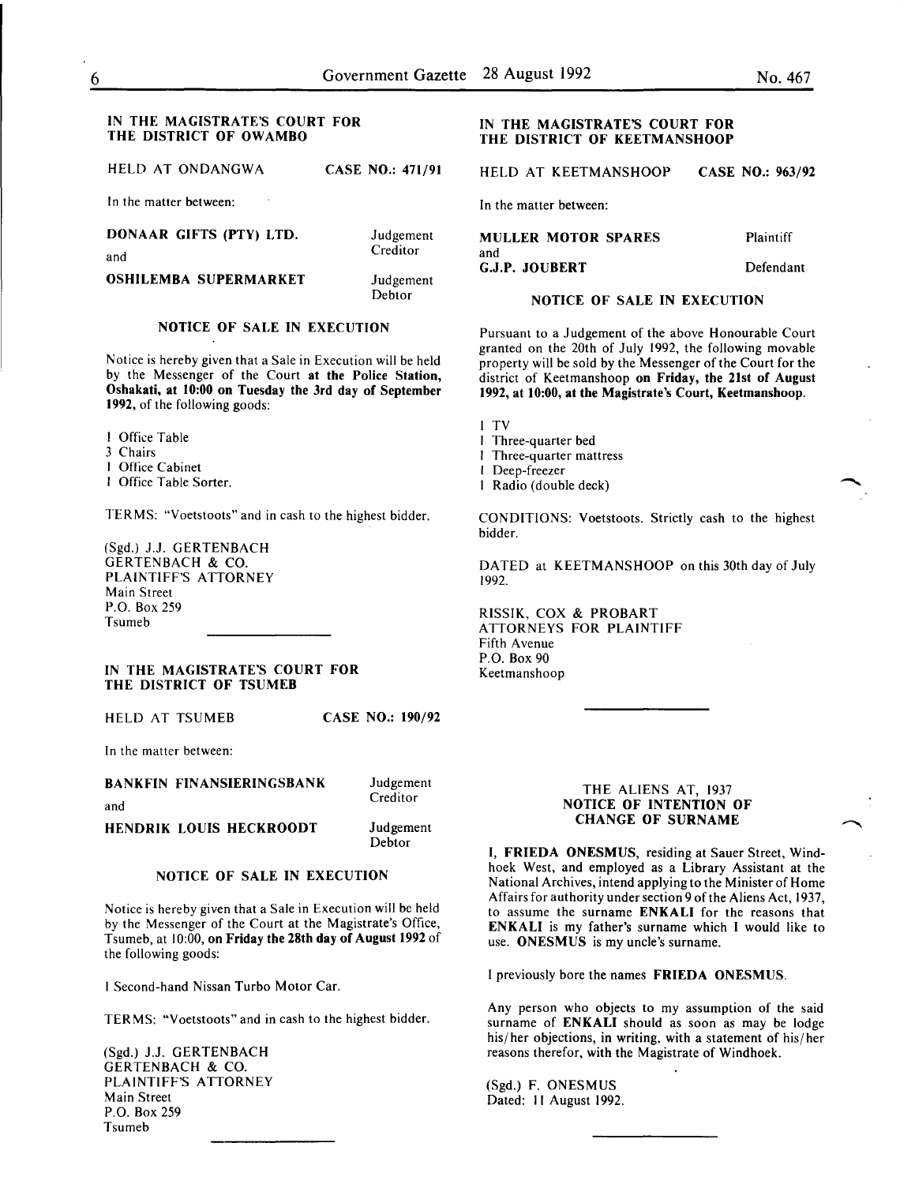## IN THE MAGISTRATE'S COURT FOR THE DISTRICT OF OWAMBO

HELD AT ONDANGWA **CASE NO.: 471/91**

In the matter between:

**DONAAR GIFTS (PTY) LTD.** Judgement Creditor

and

**OSHILEMBA SUPERMARKET** Judgement Debtor

### NOTICE OF SALE IN EXECUTION

Notice is hereby given that a Sale in Execution will be held by the Messenger of the Court **at the Police Station, Oshakati, at 10:00 on Tuesday the 3rd day of September 1992,** of the following goods:

1 Office Table
3 Chairs
1 Office Cabinet
1 Office Table Sorter.

TERMS: "Voetstoots" and in cash to the highest bidder.

(Sgd.) J.J. GERTENBACH
GERTENBACH & CO.
PLAINTIFF'S ATTORNEY
Main Street
P.O. Box 259
Tsumeb

---

## IN THE MAGISTRATE'S COURT FOR THE DISTRICT OF TSUMEB

HELD AT TSUMEB **CASE NO.: 190/92**

In the matter between:

**BANKFIN FINANSIERINGSBANK** Judgement Creditor

and

**HENDRIK LOUIS HECKROODT** Judgement Debtor

### NOTICE OF SALE IN EXECUTION

Notice is hereby given that a Sale in Execution will be held by the Messenger of the Court at the Magistrate's Office, Tsumeb, at 10:00, **on Friday the 28th day of August 1992** of the following goods:

1 Second-hand Nissan Turbo Motor Car.

TERMS: "Voetstoots" and in cash to the highest bidder.

(Sgd.) J.J. GERTENBACH
GERTENBACH & CO.
PLAINTIFF'S ATTORNEY
Main Street
P.O. Box 259
Tsumeb

---

## IN THE MAGISTRATE'S COURT FOR THE DISTRICT OF KEETMANSHOOP

HELD AT KEETMANSHOOP **CASE NO.: 963/92**

In the matter between:

**MULLER MOTOR SPARES** Plaintiff

and

**G.J.P. JOUBERT** Defendant

### NOTICE OF SALE IN EXECUTION

Pursuant to a Judgement of the above Honourable Court granted on the 20th of July 1992, the following movable property will be sold by the Messenger of the Court for the district of Keetmanshoop **on Friday, the 21st of August 1992, at 10:00, at the Magistrate's Court, Keetmanshoop.**

1 TV
1 Three-quarter bed
1 Three-quarter mattress
1 Deep-freezer
1 Radio (double deck)

CONDITIONS: Voetstoots. Strictly cash to the highest bidder.

DATED at KEETMANSHOOP on this 30th day of July 1992.

RISSIK, COX & PROBART
ATTORNEYS FOR PLAINTIFF
Fifth Avenue
P.O. Box 90
Keetmanshoop

---

### THE ALIENS AT, 1937
### NOTICE OF INTENTION OF CHANGE OF SURNAME

I, **FRIEDA ONESMUS**, residing at Sauer Street, Windhoek West, and employed as a Library Assistant at the National Archives, intend applying to the Minister of Home Affairs for authority under section 9 of the Aliens Act, 1937, to assume the surname **ENKALI** for the reasons that **ENKALI** is my father's surname which I would like to use. **ONESMUS** is my uncle's surname.

I previously bore the names **FRIEDA ONESMUS**.

Any person who objects to my assumption of the said surname of **ENKALI** should as soon as may be lodge his/her objections, in writing, with a statement of his/her reasons therefor, with the Magistrate of Windhoek.

(Sgd.) F. ONESMUS
Dated: 11 August 1992.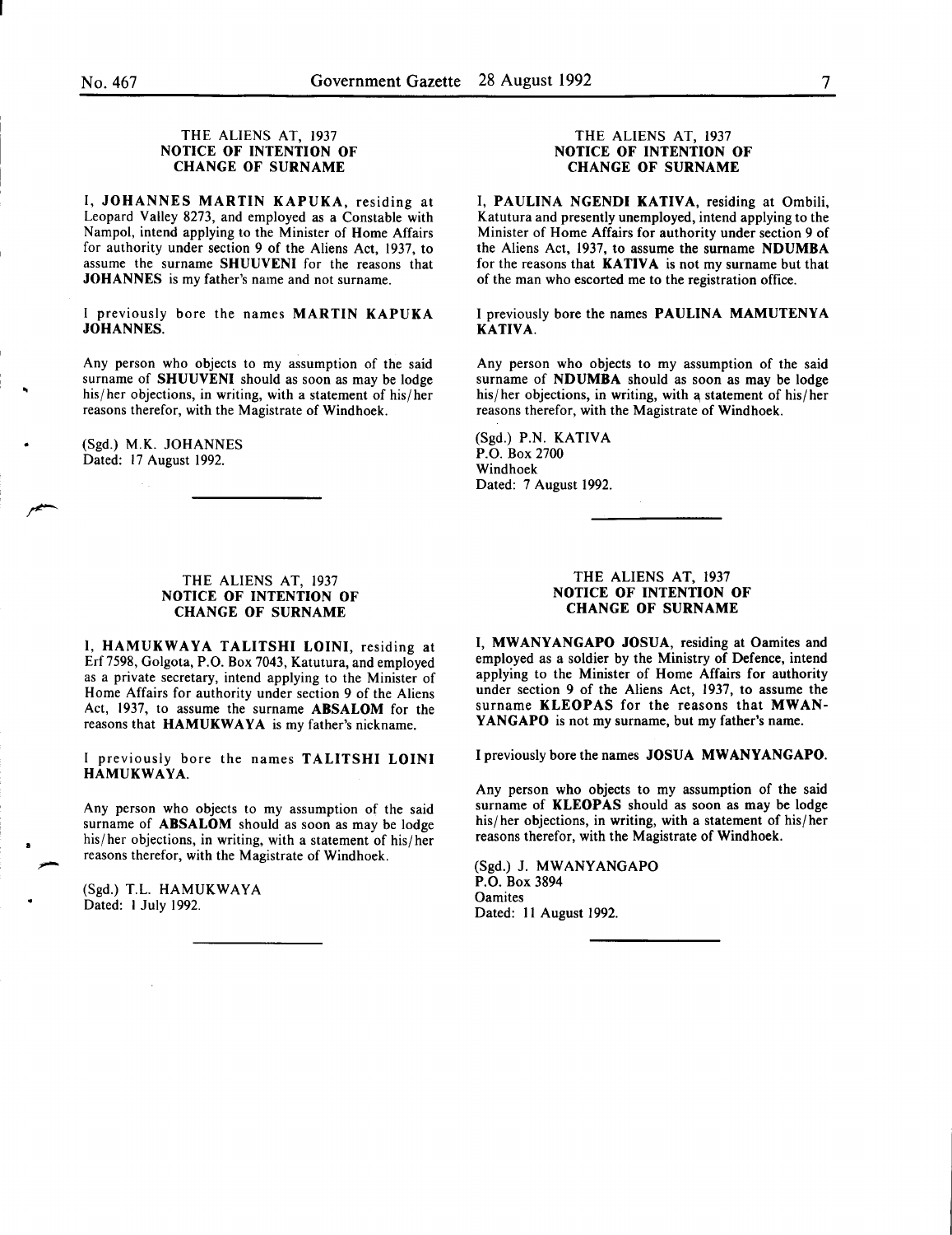### THE ALIENS AT, 1937
### NOTICE OF INTENTION OF CHANGE OF SURNAME

I, **JOHANNES MARTIN KAPUKA**, residing at Leopard Valley 8273, and employed as a Constable with Nampol, intend applying to the Minister of Home Affairs for authority under section 9 of the Aliens Act, 1937, to assume the surname **SHUUVENI** for the reasons that **JOHANNES** is my father's name and not surname.

I previously bore the names **MARTIN KAPUKA JOHANNES**.

Any person who objects to my assumption of the said surname of **SHUUVENI** should as soon as may be lodge his/her objections, in writing, with a statement of his/her reasons therefor, with the Magistrate of Windhoek.

(Sgd.) M.K. JOHANNES
Dated: 17 August 1992.

---

### THE ALIENS AT, 1937
### NOTICE OF INTENTION OF CHANGE OF SURNAME

I, **PAULINA NGENDI KATIVA**, residing at Ombili, Katutura and presently unemployed, intend applying to the Minister of Home Affairs for authority under section 9 of the Aliens Act, 1937, to assume the surname **NDUMBA** for the reasons that **KATIVA** is not my surname but that of the man who escorted me to the registration office.

I previously bore the names **PAULINA MAMUTENYA KATIVA**.

Any person who objects to my assumption of the said surname of **NDUMBA** should as soon as may be lodge his/her objections, in writing, with a statement of his/her reasons therefor, with the Magistrate of Windhoek.

(Sgd.) P.N. KATIVA
P.O. Box 2700
Windhoek
Dated: 7 August 1992.

---

### THE ALIENS AT, 1937
### NOTICE OF INTENTION OF CHANGE OF SURNAME

I, **HAMUKWAYA TALITSHI LOINI**, residing at Erf 7598, Golgota, P.O. Box 7043, Katutura, and employed as a private secretary, intend applying to the Minister of Home Affairs for authority under section 9 of the Aliens Act, 1937, to assume the surname **ABSALOM** for the reasons that **HAMUKWAYA** is my father's nickname.

I previously bore the names **TALITSHI LOINI HAMUKWAYA**.

Any person who objects to my assumption of the said surname of **ABSALOM** should as soon as may be lodge his/her objections, in writing, with a statement of his/her reasons therefor, with the Magistrate of Windhoek.

(Sgd.) T.L. HAMUKWAYA
Dated: 1 July 1992.

---

### THE ALIENS AT, 1937
### NOTICE OF INTENTION OF CHANGE OF SURNAME

I, **MWANYANGAPO JOSUA**, residing at Oamites and employed as a soldier by the Ministry of Defence, intend applying to the Minister of Home Affairs for authority under section 9 of the Aliens Act, 1937, to assume the surname **KLEOPAS** for the reasons that **MWANYANGAPO** is not my surname, but my father's name.

I previously bore the names **JOSUA MWANYANGAPO**.

Any person who objects to my assumption of the said surname of **KLEOPAS** should as soon as may be lodge his/her objections, in writing, with a statement of his/her reasons therefor, with the Magistrate of Windhoek.

(Sgd.) J. MWANYANGAPO
P.O. Box 3894
Oamites
Dated: 11 August 1992.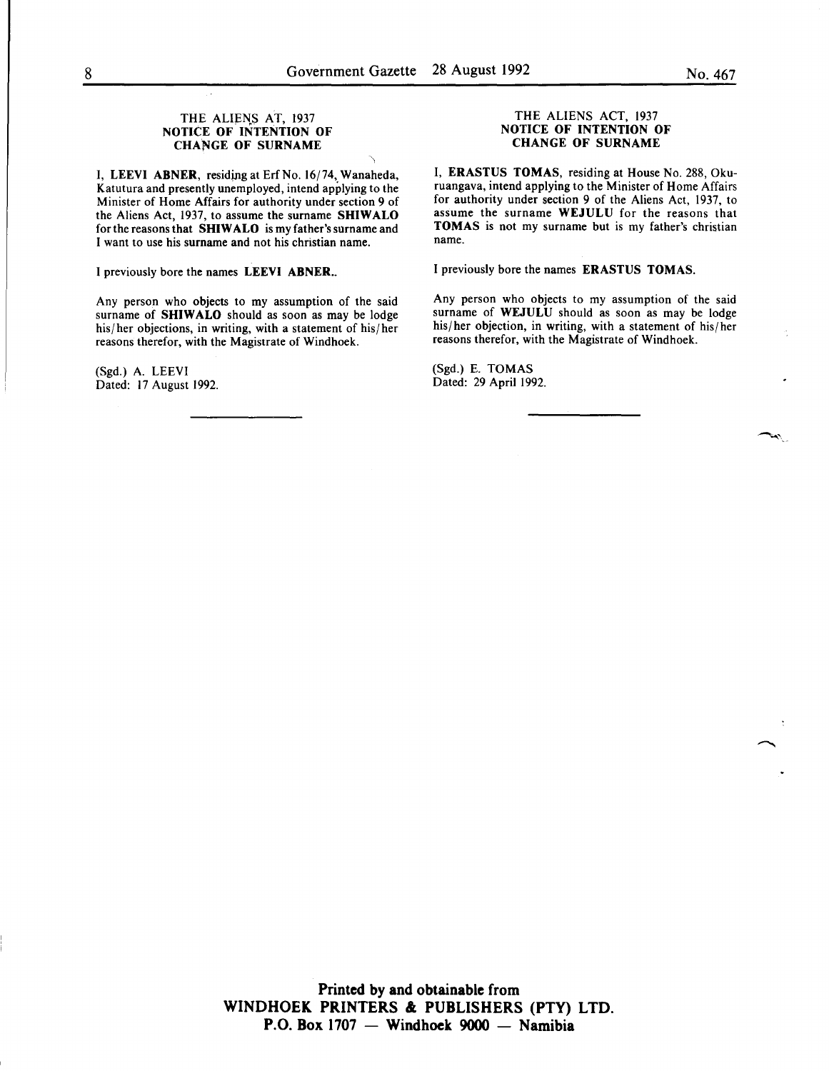### THE ALIENS AT, 1937
### NOTICE OF INTENTION OF CHANGE OF SURNAME

I, **LEEVI ABNER**, residing at Erf No. 16/74, Wanaheda, Katutura and presently unemployed, intend applying to the Minister of Home Affairs for authority under section 9 of the Aliens Act, 1937, to assume the surname **SHIWALO** for the reasons that **SHIWALO** is my father's surname and I want to use his surname and not his christian name.

I previously bore the names **LEEVI ABNER**..

Any person who objects to my assumption of the said surname of **SHIWALO** should as soon as may be lodge his/her objections, in writing, with a statement of his/her reasons therefor, with the Magistrate of Windhoek.

(Sgd.) A. LEEVI
Dated: 17 August 1992.

---

### THE ALIENS ACT, 1937
### NOTICE OF INTENTION OF CHANGE OF SURNAME

I, **ERASTUS TOMAS**, residing at House No. 288, Okuruangava, intend applying to the Minister of Home Affairs for authority under section 9 of the Aliens Act, 1937, to assume the surname **WEJULU** for the reasons that **TOMAS** is not my surname but is my father's christian name.

I previously bore the names **ERASTUS TOMAS**.

Any person who objects to my assumption of the said surname of **WEJULU** should as soon as may be lodge his/her objection, in writing, with a statement of his/her reasons therefor, with the Magistrate of Windhoek.

(Sgd.) E. TOMAS
Dated: 29 April 1992.

---

**Printed by and obtainable from**
**WINDHOEK PRINTERS & PUBLISHERS (PTY) LTD.**
**P.O. Box 1707 — Windhoek 9000 — Namibia**